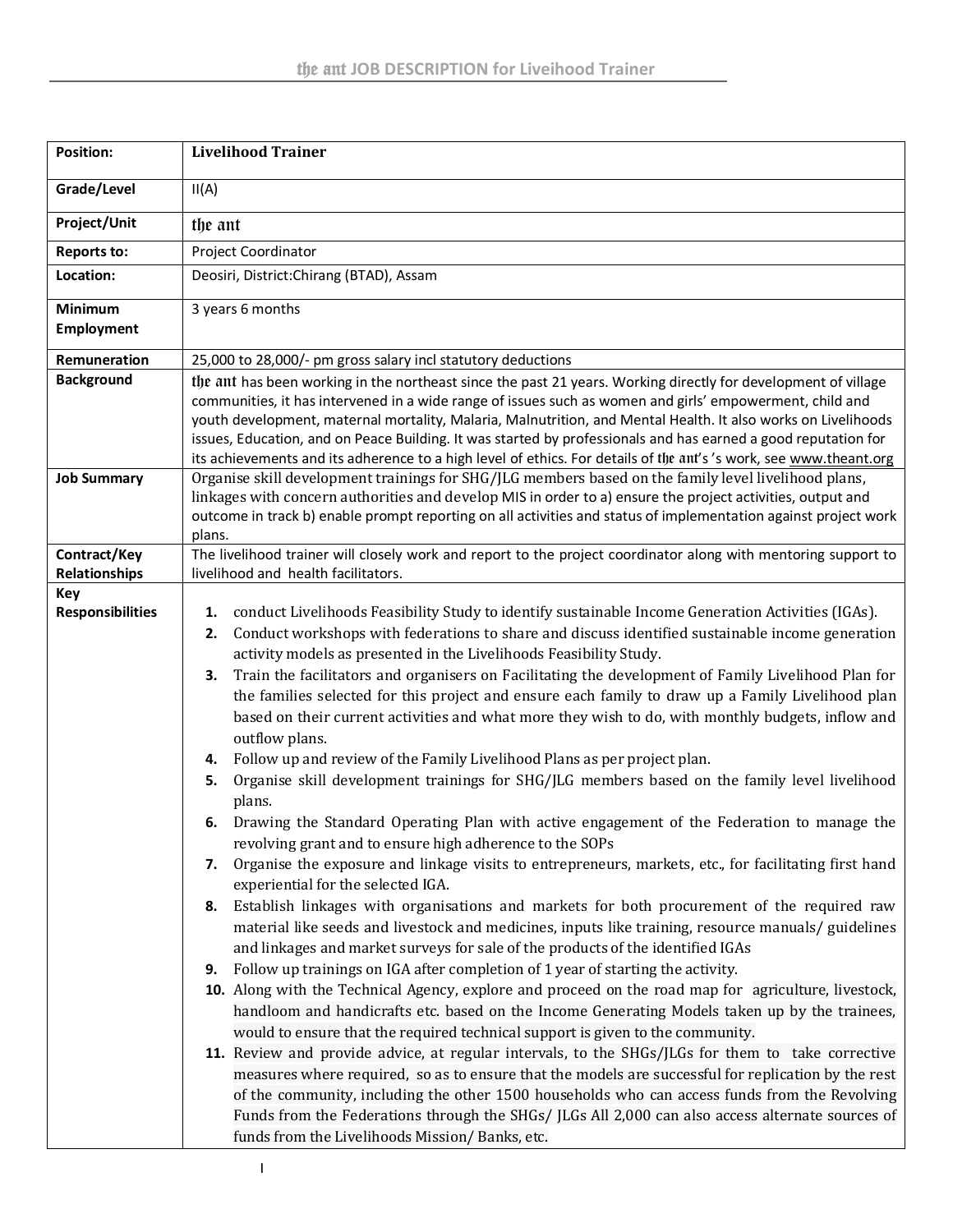# the ant JOB DESCRIPTION for Liveihood Trainer

| | |
|---|---|
| **Position:** | **Livelihood Trainer** |
| **Grade/Level** | II(A) |
| **Project/Unit** | the ant |
| **Reports to:** | Project Coordinator |
| **Location:** | Deosiri, District:Chirang (BTAD), Assam |
| **Minimum Employment** | 3 years 6 months |
| **Remuneration** | 25,000 to 28,000/- pm gross salary incl statutory deductions |
| **Background** | the ant has been working in the northeast since the past 21 years. Working directly for development of village communities, it has intervened in a wide range of issues such as women and girls' empowerment, child and youth development, maternal mortality, Malaria, Malnutrition, and Mental Health. It also works on Livelihoods issues, Education, and on Peace Building. It was started by professionals and has earned a good reputation for its achievements and its adherence to a high level of ethics. For details of the ant's 's work, see www.theant.org |
| **Job Summary** | Organise skill development trainings for SHG/JLG members based on the family level livelihood plans, linkages with concern authorities and develop MIS in order to a) ensure the project activities, output and outcome in track b) enable prompt reporting on all activities and status of implementation against project work plans. |
| **Contract/Key Relationships** | The livelihood trainer will closely work and report to the project coordinator along with mentoring support to livelihood and health facilitators. |
| **Key Responsibilities** | **1.** conduct Livelihoods Feasibility Study to identify sustainable Income Generation Activities (IGAs).<br>**2.** Conduct workshops with federations to share and discuss identified sustainable income generation activity models as presented in the Livelihoods Feasibility Study.<br>**3.** Train the facilitators and organisers on Facilitating the development of Family Livelihood Plan for the families selected for this project and ensure each family to draw up a Family Livelihood plan based on their current activities and what more they wish to do, with monthly budgets, inflow and outflow plans.<br>**4.** Follow up and review of the Family Livelihood Plans as per project plan.<br>**5.** Organise skill development trainings for SHG/JLG members based on the family level livelihood plans.<br>**6.** Drawing the Standard Operating Plan with active engagement of the Federation to manage the revolving grant and to ensure high adherence to the SOPs<br>**7.** Organise the exposure and linkage visits to entrepreneurs, markets, etc., for facilitating first hand experiential for the selected IGA.<br>**8.** Establish linkages with organisations and markets for both procurement of the required raw material like seeds and livestock and medicines, inputs like training, resource manuals/ guidelines and linkages and market surveys for sale of the products of the identified IGAs<br>**9.** Follow up trainings on IGA after completion of 1 year of starting the activity.<br>**10.** Along with the Technical Agency, explore and proceed on the road map for agriculture, livestock, handloom and handicrafts etc. based on the Income Generating Models taken up by the trainees, would to ensure that the required technical support is given to the community.<br>**11.** Review and provide advice, at regular intervals, to the SHGs/JLGs for them to take corrective measures where required, so as to ensure that the models are successful for replication by the rest of the community, including the other 1500 households who can access funds from the Revolving Funds from the Federations through the SHGs/ JLGs All 2,000 can also access alternate sources of funds from the Livelihoods Mission/ Banks, etc. |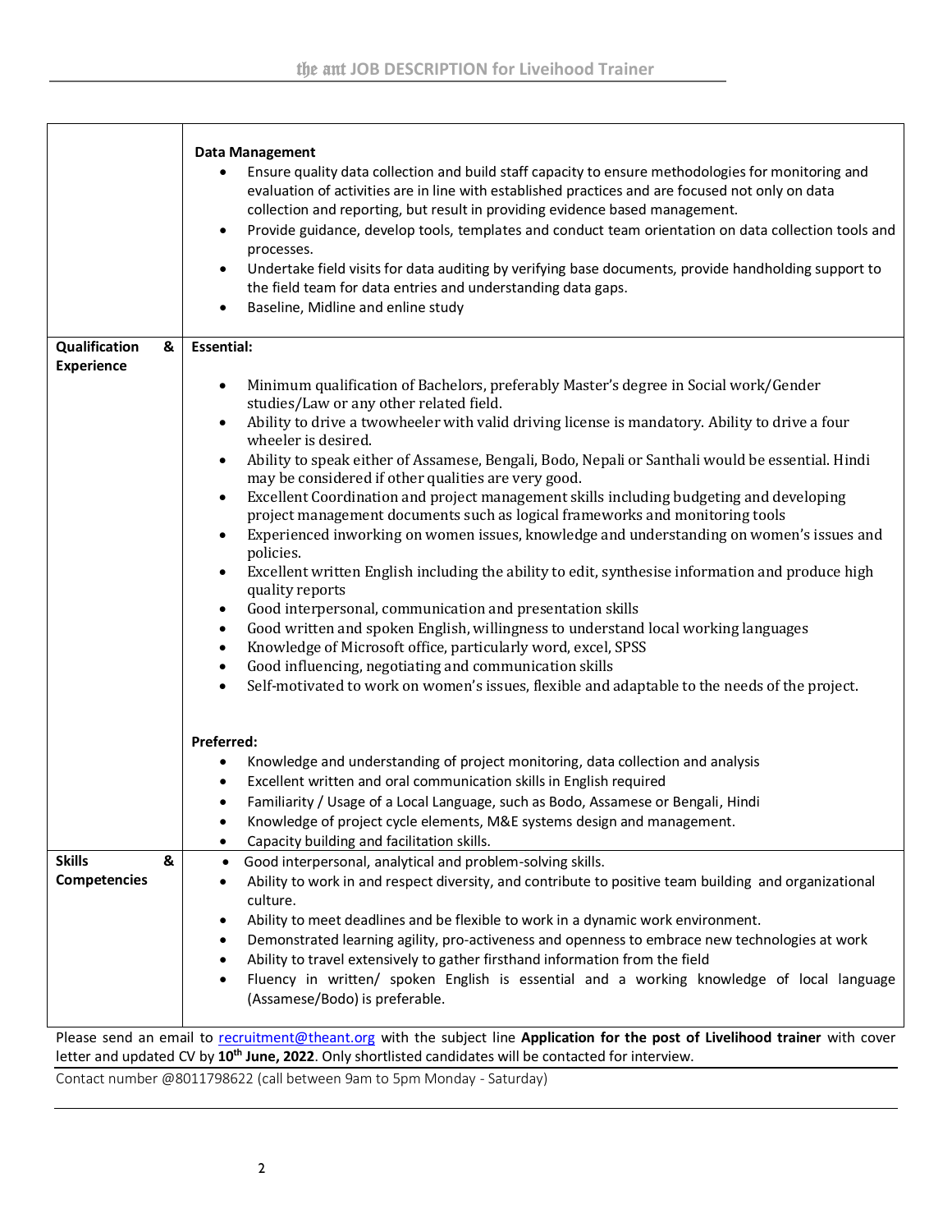| | |
|---|---|
| | **Data Management**<br>• Ensure quality data collection and build staff capacity to ensure methodologies for monitoring and evaluation of activities are in line with established practices and are focused not only on data collection and reporting, but result in providing evidence based management.<br>• Provide guidance, develop tools, templates and conduct team orientation on data collection tools and processes.<br>• Undertake field visits for data auditing by verifying base documents, provide handholding support to the field team for data entries and understanding data gaps.<br>• Baseline, Midline and enline study |
| **Qualification & Experience** | **Essential:**<br>• Minimum qualification of Bachelors, preferably Master's degree in Social work/Gender studies/Law or any other related field.<br>• Ability to drive a twowheeler with valid driving license is mandatory. Ability to drive a four wheeler is desired.<br>• Ability to speak either of Assamese, Bengali, Bodo, Nepali or Santhali would be essential. Hindi may be considered if other qualities are very good.<br>• Excellent Coordination and project management skills including budgeting and developing project management documents such as logical frameworks and monitoring tools<br>• Experienced inworking on women issues, knowledge and understanding on women's issues and policies.<br>• Excellent written English including the ability to edit, synthesise information and produce high quality reports<br>• Good interpersonal, communication and presentation skills<br>• Good written and spoken English, willingness to understand local working languages<br>• Knowledge of Microsoft office, particularly word, excel, SPSS<br>• Good influencing, negotiating and communication skills<br>• Self-motivated to work on women's issues, flexible and adaptable to the needs of the project.<br><br>**Preferred:**<br>• Knowledge and understanding of project monitoring, data collection and analysis<br>• Excellent written and oral communication skills in English required<br>• Familiarity / Usage of a Local Language, such as Bodo, Assamese or Bengali, Hindi<br>• Knowledge of project cycle elements, M&E systems design and management.<br>• Capacity building and facilitation skills. |
| **Skills & Competencies** | • Good interpersonal, analytical and problem-solving skills.<br>• Ability to work in and respect diversity, and contribute to positive team building and organizational culture.<br>• Ability to meet deadlines and be flexible to work in a dynamic work environment.<br>• Demonstrated learning agility, pro-activeness and openness to embrace new technologies at work<br>• Ability to travel extensively to gather firsthand information from the field<br>• Fluency in written/ spoken English is essential and a working knowledge of local language (Assamese/Bodo) is preferable. |

Please send an email to recruitment@theant.org with the subject line **Application for the post of Livelihood trainer** with cover letter and updated CV by **10th June, 2022**. Only shortlisted candidates will be contacted for interview.

Contact number @8011798622 (call between 9am to 5pm Monday - Saturday)